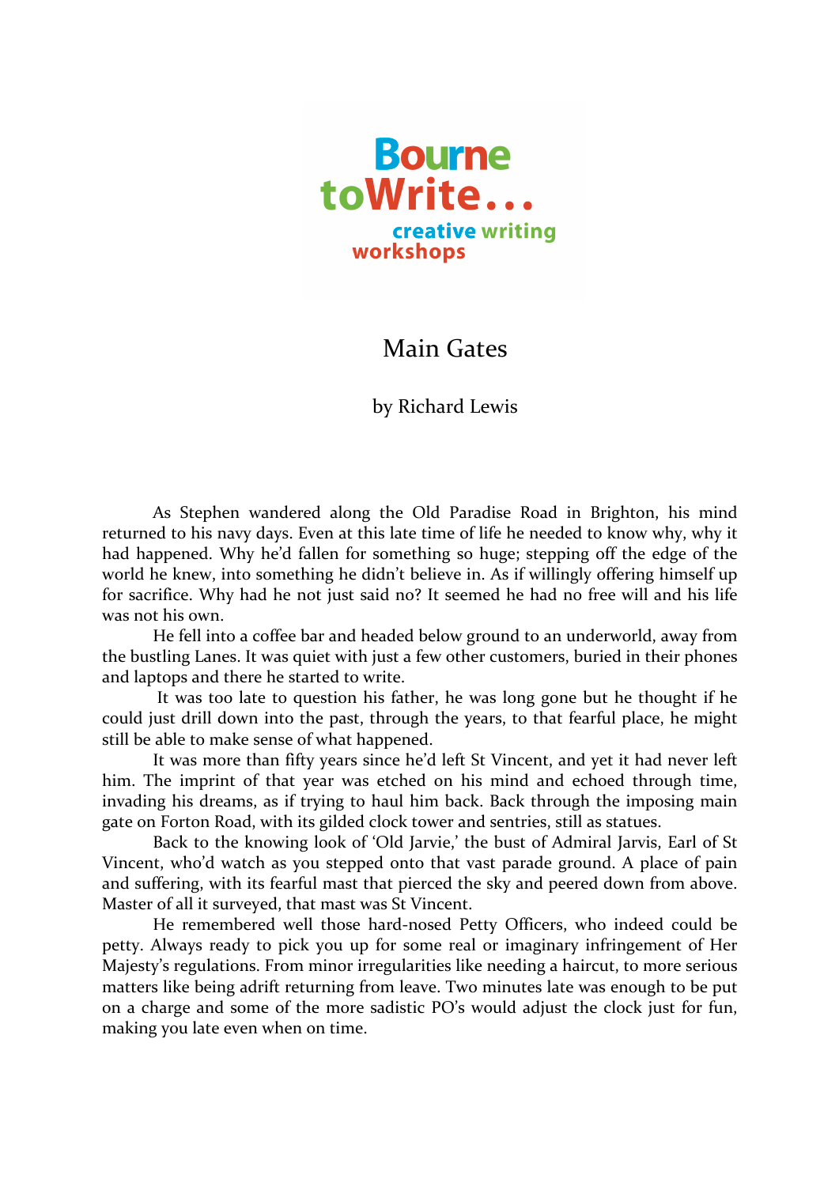Bourne toWrite... creative writing workshops

# Main Gates

by Richard Lewis

As Stephen wandered along the Old Paradise Road in Brighton, his mind returned to his navy days. Even at this late time of life he needed to know why, why it had happened. Why he'd fallen for something so huge; stepping off the edge of the world he knew, into something he didn't believe in. As if willingly offering himself up for sacrifice. Why had he not just said no? It seemed he had no free will and his life was not his own.

He fell into a coffee bar and headed below ground to an underworld, away from the bustling Lanes. It was quiet with just a few other customers, buried in their phones and laptops and there he started to write.

It was too late to question his father, he was long gone but he thought if he could just drill down into the past, through the years, to that fearful place, he might still be able to make sense of what happened.

It was more than fifty years since he'd left St Vincent, and yet it had never left him. The imprint of that year was etched on his mind and echoed through time, invading his dreams, as if trying to haul him back. Back through the imposing main gate on Forton Road, with its gilded clock tower and sentries, still as statues.

Back to the knowing look of 'Old Jarvie,' the bust of Admiral Jarvis, Earl of St Vincent, who'd watch as you stepped onto that vast parade ground. A place of pain and suffering, with its fearful mast that pierced the sky and peered down from above. Master of all it surveyed, that mast was St Vincent.

He remembered well those hard-nosed Petty Officers, who indeed could be petty. Always ready to pick you up for some real or imaginary infringement of Her Majesty's regulations. From minor irregularities like needing a haircut, to more serious matters like being adrift returning from leave. Two minutes late was enough to be put on a charge and some of the more sadistic PO's would adjust the clock just for fun, making you late even when on time.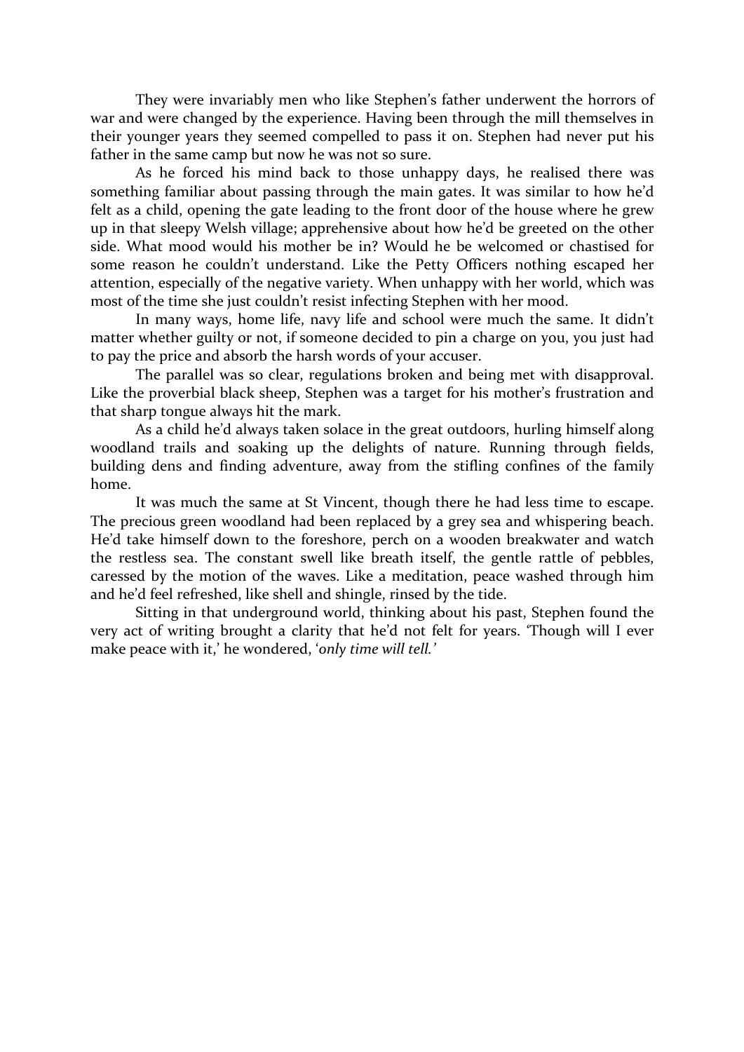They were invariably men who like Stephen's father underwent the horrors of war and were changed by the experience. Having been through the mill themselves in their younger years they seemed compelled to pass it on. Stephen had never put his father in the same camp but now he was not so sure.

As he forced his mind back to those unhappy days, he realised there was something familiar about passing through the main gates. It was similar to how he'd felt as a child, opening the gate leading to the front door of the house where he grew up in that sleepy Welsh village; apprehensive about how he'd be greeted on the other side. What mood would his mother be in? Would he be welcomed or chastised for some reason he couldn't understand. Like the Petty Officers nothing escaped her attention, especially of the negative variety. When unhappy with her world, which was most of the time she just couldn't resist infecting Stephen with her mood.

In many ways, home life, navy life and school were much the same. It didn't matter whether guilty or not, if someone decided to pin a charge on you, you just had to pay the price and absorb the harsh words of your accuser.

The parallel was so clear, regulations broken and being met with disapproval. Like the proverbial black sheep, Stephen was a target for his mother's frustration and that sharp tongue always hit the mark.

As a child he'd always taken solace in the great outdoors, hurling himself along woodland trails and soaking up the delights of nature. Running through fields, building dens and finding adventure, away from the stifling confines of the family home.

It was much the same at St Vincent, though there he had less time to escape. The precious green woodland had been replaced by a grey sea and whispering beach. He'd take himself down to the foreshore, perch on a wooden breakwater and watch the restless sea. The constant swell like breath itself, the gentle rattle of pebbles, caressed by the motion of the waves. Like a meditation, peace washed through him and he'd feel refreshed, like shell and shingle, rinsed by the tide.

Sitting in that underground world, thinking about his past, Stephen found the very act of writing brought a clarity that he'd not felt for years. 'Though will I ever make peace with it,' he wondered, '*only time will tell.'*